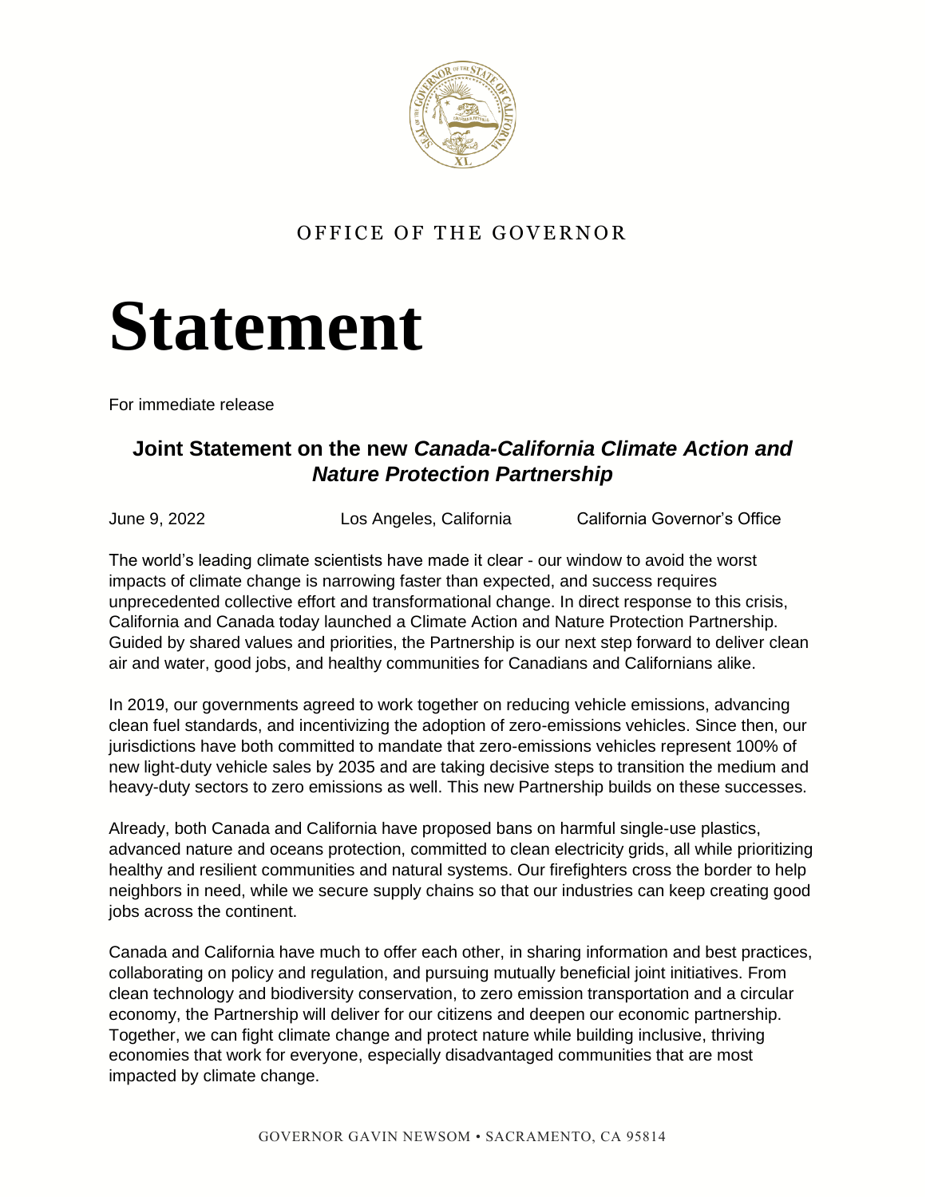OFFICE OF THE GOVERNOR

# Statement

For immediate release

## Joint Statement on the new *Canada-California Climate Action and Nature Protection Partnership*

June 9, 2022 Los Angeles, California California Governor's Office

The world's leading climate scientists have made it clear - our window to avoid the worst impacts of climate change is narrowing faster than expected, and success requires unprecedented collective effort and transformational change. In direct response to this crisis, California and Canada today launched a Climate Action and Nature Protection Partnership. Guided by shared values and priorities, the Partnership is our next step forward to deliver clean air and water, good jobs, and healthy communities for Canadians and Californians alike.

In 2019, our governments agreed to work together on reducing vehicle emissions, advancing clean fuel standards, and incentivizing the adoption of zero-emissions vehicles. Since then, our jurisdictions have both committed to mandate that zero-emissions vehicles represent 100% of new light-duty vehicle sales by 2035 and are taking decisive steps to transition the medium and heavy-duty sectors to zero emissions as well. This new Partnership builds on these successes.

Already, both Canada and California have proposed bans on harmful single-use plastics, advanced nature and oceans protection, committed to clean electricity grids, all while prioritizing healthy and resilient communities and natural systems. Our firefighters cross the border to help neighbors in need, while we secure supply chains so that our industries can keep creating good jobs across the continent.

Canada and California have much to offer each other, in sharing information and best practices, collaborating on policy and regulation, and pursuing mutually beneficial joint initiatives. From clean technology and biodiversity conservation, to zero emission transportation and a circular economy, the Partnership will deliver for our citizens and deepen our economic partnership. Together, we can fight climate change and protect nature while building inclusive, thriving economies that work for everyone, especially disadvantaged communities that are most impacted by climate change.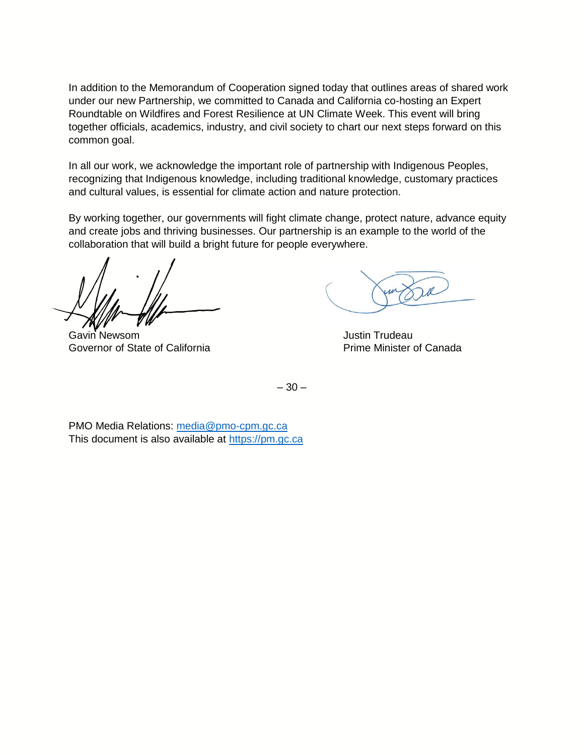In addition to the Memorandum of Cooperation signed today that outlines areas of shared work under our new Partnership, we committed to Canada and California co-hosting an Expert Roundtable on Wildfires and Forest Resilience at UN Climate Week. This event will bring together officials, academics, industry, and civil society to chart our next steps forward on this common goal.

In all our work, we acknowledge the important role of partnership with Indigenous Peoples, recognizing that Indigenous knowledge, including traditional knowledge, customary practices and cultural values, is essential for climate action and nature protection.

By working together, our governments will fight climate change, protect nature, advance equity and create jobs and thriving businesses. Our partnership is an example to the world of the collaboration that will build a bright future for people everywhere.

| | |
|---|---|
| Gavin Newsom<br>Governor of State of California | Justin Trudeau<br>Prime Minister of Canada |

– 30 –

PMO Media Relations: [media@pmo-cpm.gc.ca](mailto:media@pmo-cpm.gc.ca)
This document is also available at [https://pm.gc.ca](https://pm.gc.ca)